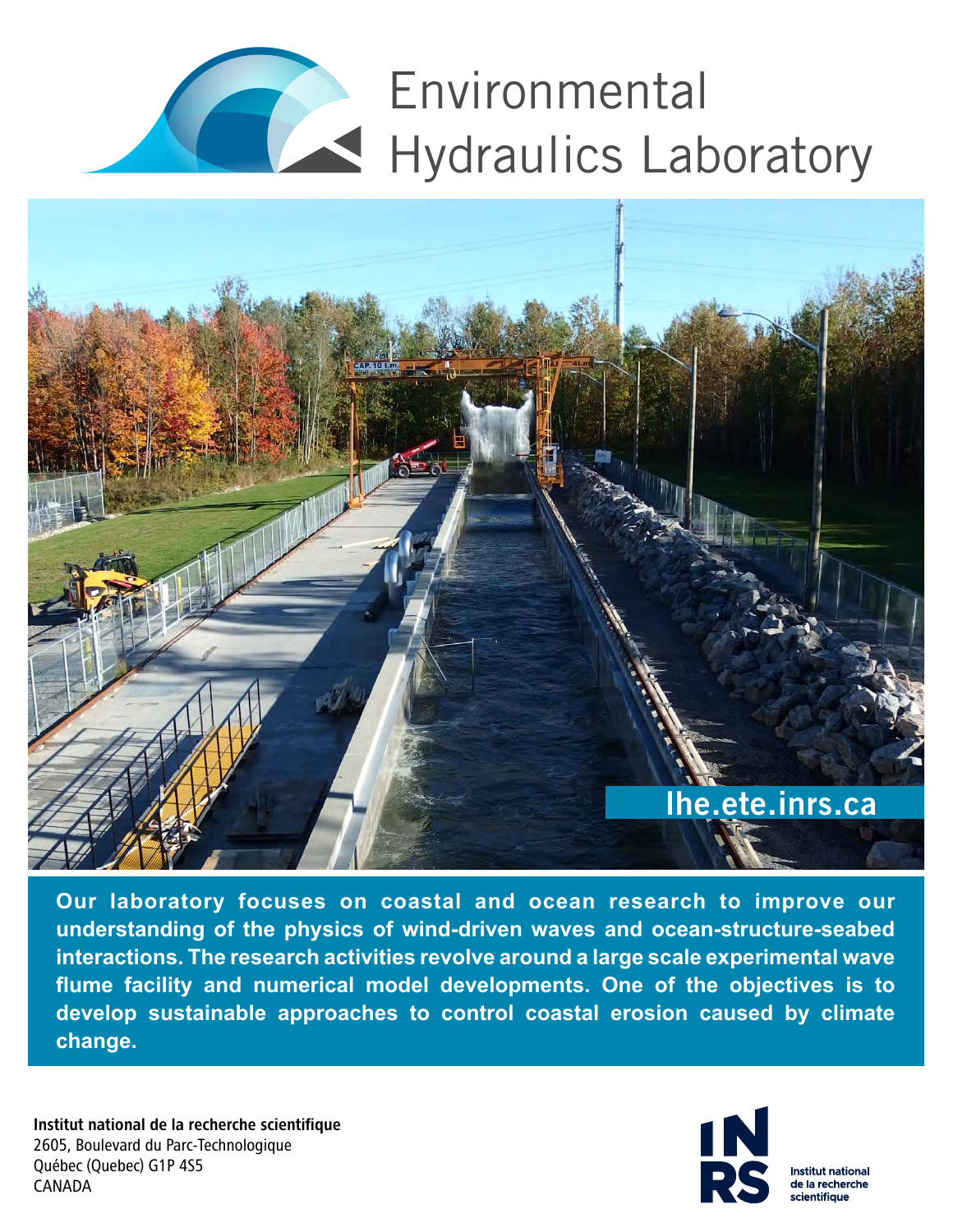# Environmental Hydraulics Laboratory

lhe.ete.inrs.ca

**Our laboratory focuses on coastal and ocean research to improve our understanding of the physics of wind-driven waves and ocean-structure-seabed interactions. The research activities revolve around a large scale experimental wave flume facility and numerical model developments. One of the objectives is to develop sustainable approaches to control coastal erosion caused by climate change.**

**Institut national de la recherche scientifique**
2605, Boulevard du Parc-Technologique
Québec (Quebec) G1P 4S5
CANADA

INRS
Institut national de la recherche scientifique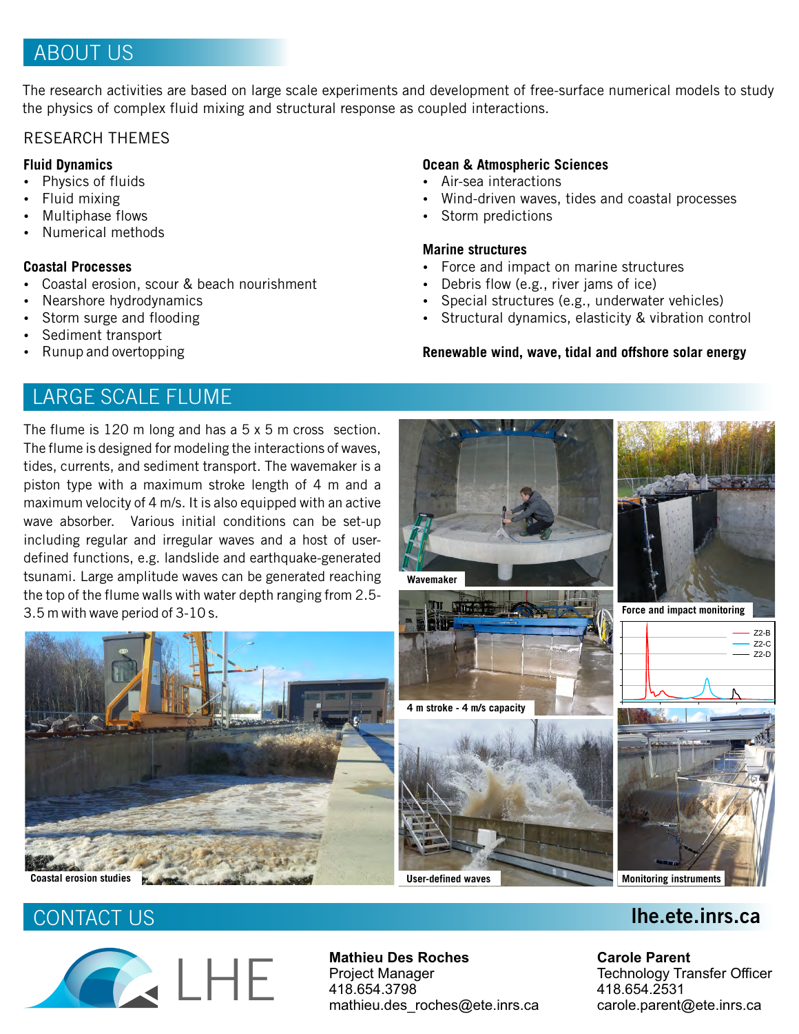## ABOUT US

The research activities are based on large scale experiments and development of free-surface numerical models to study the physics of complex fluid mixing and structural response as coupled interactions.

### RESEARCH THEMES

**Fluid Dynamics**

- Physics of fluids
- Fluid mixing
- Multiphase flows
- Numerical methods

**Coastal Processes**

- Coastal erosion, scour & beach nourishment
- Nearshore hydrodynamics
- Storm surge and flooding
- Sediment transport
- Runup and overtopping

**Ocean & Atmospheric Sciences**

- Air-sea interactions
- Wind-driven waves, tides and coastal processes
- Storm predictions

**Marine structures**

- Force and impact on marine structures
- Debris flow (e.g., river jams of ice)
- Special structures (e.g., underwater vehicles)
- Structural dynamics, elasticity & vibration control

**Renewable wind, wave, tidal and offshore solar energy**

## LARGE SCALE FLUME

The flume is 120 m long and has a 5 x 5 m cross section. The flume is designed for modeling the interactions of waves, tides, currents, and sediment transport. The wavemaker is a piston type with a maximum stroke length of 4 m and a maximum velocity of 4 m/s. It is also equipped with an active wave absorber. Various initial conditions can be set-up including regular and irregular waves and a host of user-defined functions, e.g. landslide and earthquake-generated tsunami. Large amplitude waves can be generated reaching the top of the flume walls with water depth ranging from 2.5-3.5 m with wave period of 3-10 s.

Wavemaker

Force and impact monitoring

Z2-B
Z2-C
Z2-D

4 m stroke - 4 m/s capacity

Coastal erosion studies

User-defined waves

Monitoring instruments

## CONTACT US

**lhe.ete.inrs.ca**

LHE

**Mathieu Des Roches**
Project Manager
418.654.3798
mathieu.des_roches@ete.inrs.ca

**Carole Parent**
Technology Transfer Officer
418.654.2531
carole.parent@ete.inrs.ca